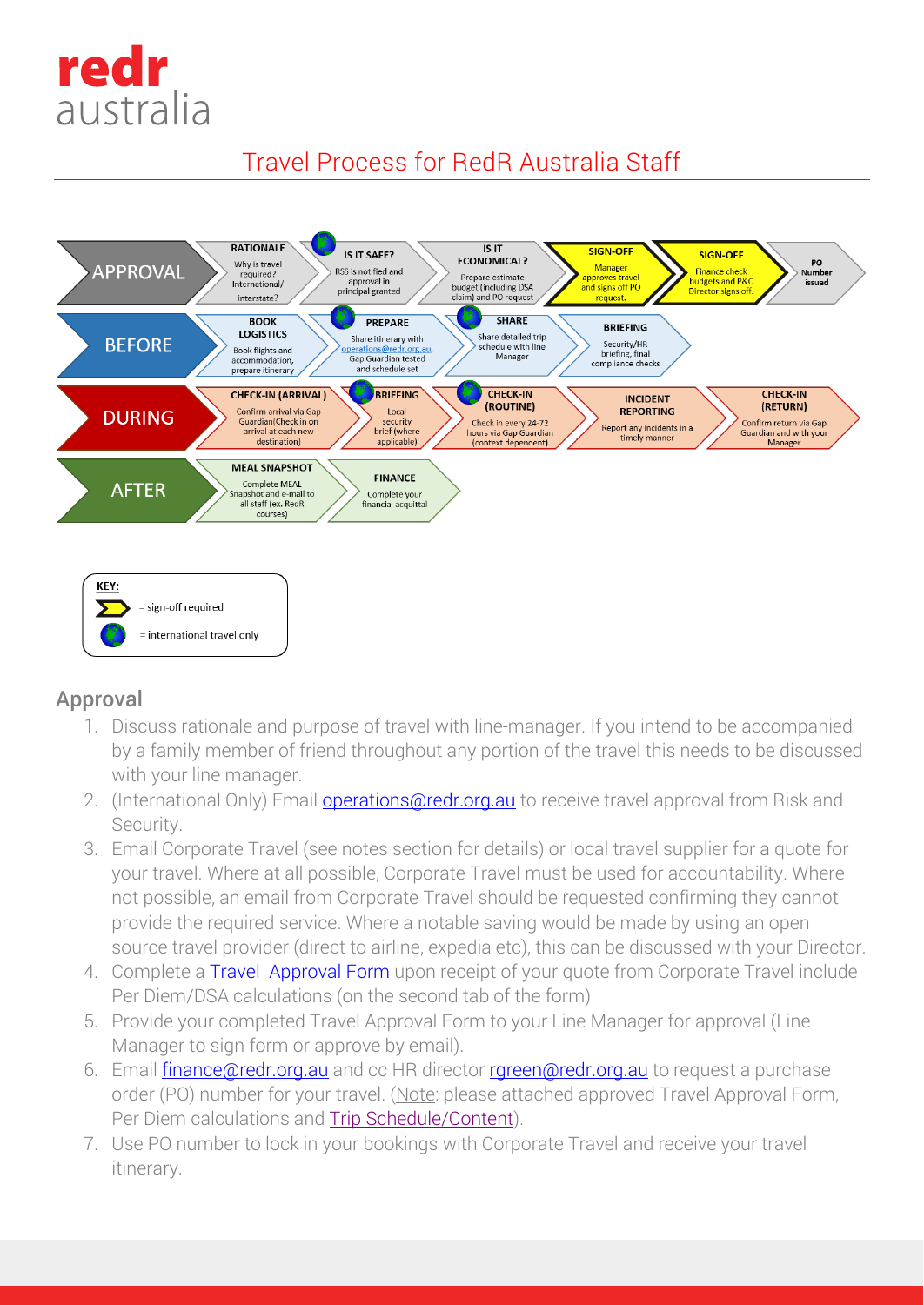redr australia

# Travel Process for RedR Australia Staff

**APPROVAL**

- **RATIONALE** – Why is travel required? International/ interstate?
- **IS IT SAFE?** – RSS is notified and approval in principal granted
- **IS IT ECONOMICAL?** – Prepare estimate budget (including DSA claim) and PO request
- **SIGN-OFF** – Manager approves travel and signs off PO request.
- **SIGN-OFF** – Finance check budgets and P&C Director signs off.
- **PO Number issued**

**BEFORE**

- **BOOK LOGISTICS** – Book flights and accommodation, prepare itinerary
- **PREPARE** – Share itinerary with operations@redr.org.au. Gap Guardian tested and schedule set
- **SHARE** – Share detailed trip schedule with line Manager
- **BRIEFING** – Security/HR briefing, final compliance checks

**DURING**

- **CHECK-IN (ARRIVAL)** – Confirm arrival via Gap Guardian(Check in on arrival at each new destination)
- **BRIEFING** – Local security brief (where applicable)
- **CHECK-IN (ROUTINE)** – Check in every 24-72 hours via Gap Guardian (context dependent)
- **INCIDENT REPORTING** – Report any incidents in a timely manner
- **CHECK-IN (RETURN)** – Confirm return via Gap Guardian and with your Manager

**AFTER**

- **MEAL SNAPSHOT** – Complete MEAL Snapshot and e-mail to all staff (ex. RedR courses)
- **FINANCE** – Complete your financial acquittal

**KEY:**
- = sign-off required
- = international travel only

## Approval

1. Discuss rationale and purpose of travel with line-manager. If you intend to be accompanied by a family member of friend throughout any portion of the travel this needs to be discussed with your line manager.
2. (International Only) Email operations@redr.org.au to receive travel approval from Risk and Security.
3. Email Corporate Travel (see notes section for details) or local travel supplier for a quote for your travel. Where at all possible, Corporate Travel must be used for accountability. Where not possible, an email from Corporate Travel should be requested confirming they cannot provide the required service. Where a notable saving would be made by using an open source travel provider (direct to airline, expedia etc), this can be discussed with your Director.
4. Complete a Travel Approval Form upon receipt of your quote from Corporate Travel include Per Diem/DSA calculations (on the second tab of the form)
5. Provide your completed Travel Approval Form to your Line Manager for approval (Line Manager to sign form or approve by email).
6. Email finance@redr.org.au and cc HR director rgreen@redr.org.au to request a purchase order (PO) number for your travel. (Note: please attached approved Travel Approval Form, Per Diem calculations and Trip Schedule/Content).
7. Use PO number to lock in your bookings with Corporate Travel and receive your travel itinerary.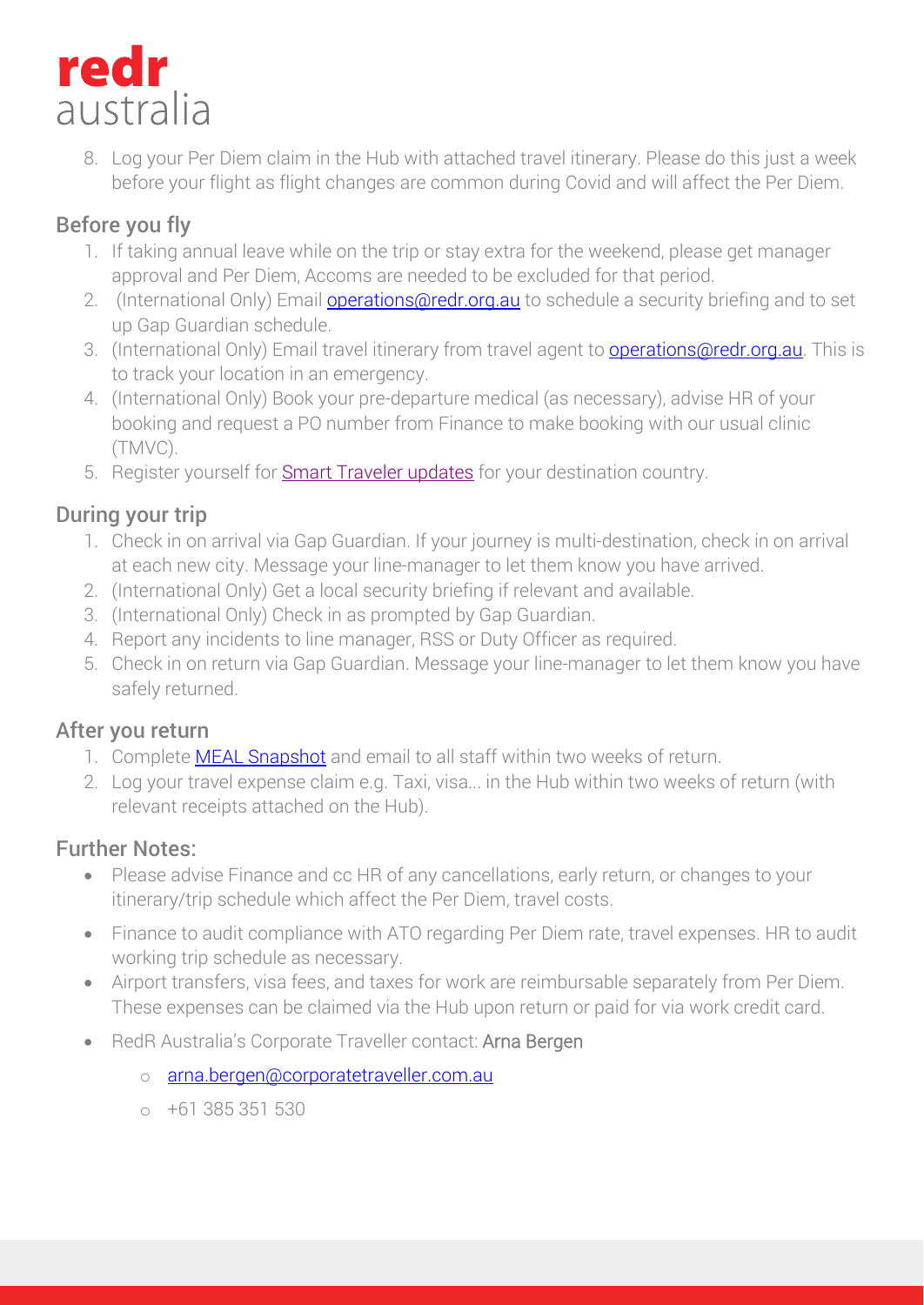8. Log your Per Diem claim in the Hub with attached travel itinerary. Please do this just a week before your flight as flight changes are common during Covid and will affect the Per Diem.

## Before you fly

1. If taking annual leave while on the trip or stay extra for the weekend, please get manager approval and Per Diem, Accoms are needed to be excluded for that period.
2. (International Only) Email [operations@redr.org.au](mailto:operations@redr.org.au) to schedule a security briefing and to set up Gap Guardian schedule.
3. (International Only) Email travel itinerary from travel agent to [operations@redr.org.au](mailto:operations@redr.org.au). This is to track your location in an emergency.
4. (International Only) Book your pre-departure medical (as necessary), advise HR of your booking and request a PO number from Finance to make booking with our usual clinic (TMVC).
5. Register yourself for Smart Traveler updates for your destination country.

## During your trip

1. Check in on arrival via Gap Guardian. If your journey is multi-destination, check in on arrival at each new city. Message your line-manager to let them know you have arrived.
2. (International Only) Get a local security briefing if relevant and available.
3. (International Only) Check in as prompted by Gap Guardian.
4. Report any incidents to line manager, RSS or Duty Officer as required.
5. Check in on return via Gap Guardian. Message your line-manager to let them know you have safely returned.

## After you return

1. Complete MEAL Snapshot and email to all staff within two weeks of return.
2. Log your travel expense claim e.g. Taxi, visa... in the Hub within two weeks of return (with relevant receipts attached on the Hub).

## Further Notes:

- Please advise Finance and cc HR of any cancellations, early return, or changes to your itinerary/trip schedule which affect the Per Diem, travel costs.
- Finance to audit compliance with ATO regarding Per Diem rate, travel expenses. HR to audit working trip schedule as necessary.
- Airport transfers, visa fees, and taxes for work are reimbursable separately from Per Diem. These expenses can be claimed via the Hub upon return or paid for via work credit card.
- RedR Australia's Corporate Traveller contact: Arna Bergen
  - [arna.bergen@corporatetraveller.com.au](mailto:arna.bergen@corporatetraveller.com.au)
  - +61 385 351 530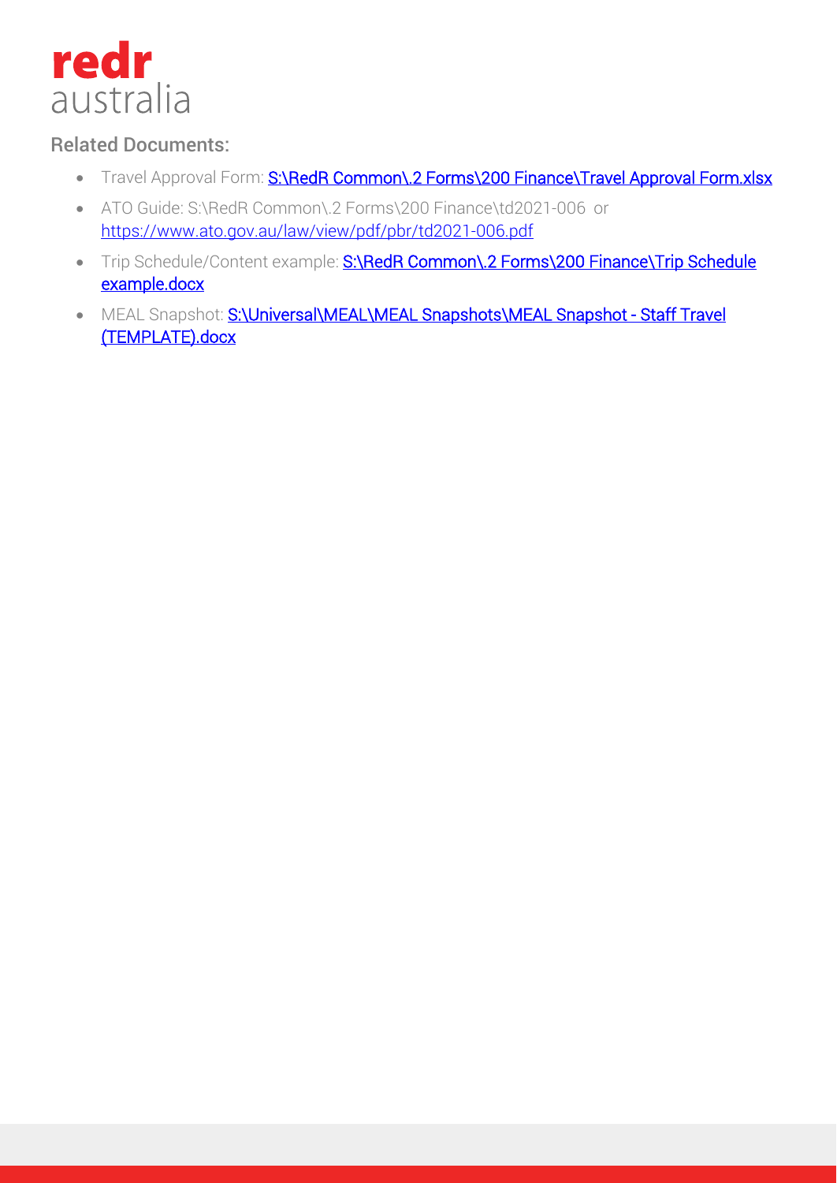## Related Documents:

- Travel Approval Form: [S:\RedR Common\.2 Forms\200 Finance\Travel Approval Form.xlsx](S:\RedR Common\.2 Forms\200 Finance\Travel Approval Form.xlsx)
- ATO Guide: S:\RedR Common\.2 Forms\200 Finance\td2021-006 or [https://www.ato.gov.au/law/view/pdf/pbr/td2021-006.pdf](https://www.ato.gov.au/law/view/pdf/pbr/td2021-006.pdf)
- Trip Schedule/Content example: [S:\RedR Common\.2 Forms\200 Finance\Trip Schedule example.docx](S:\RedR Common\.2 Forms\200 Finance\Trip Schedule example.docx)
- MEAL Snapshot: [S:\Universal\MEAL\MEAL Snapshots\MEAL Snapshot - Staff Travel (TEMPLATE).docx](S:\Universal\MEAL\MEAL Snapshots\MEAL Snapshot - Staff Travel (TEMPLATE).docx)